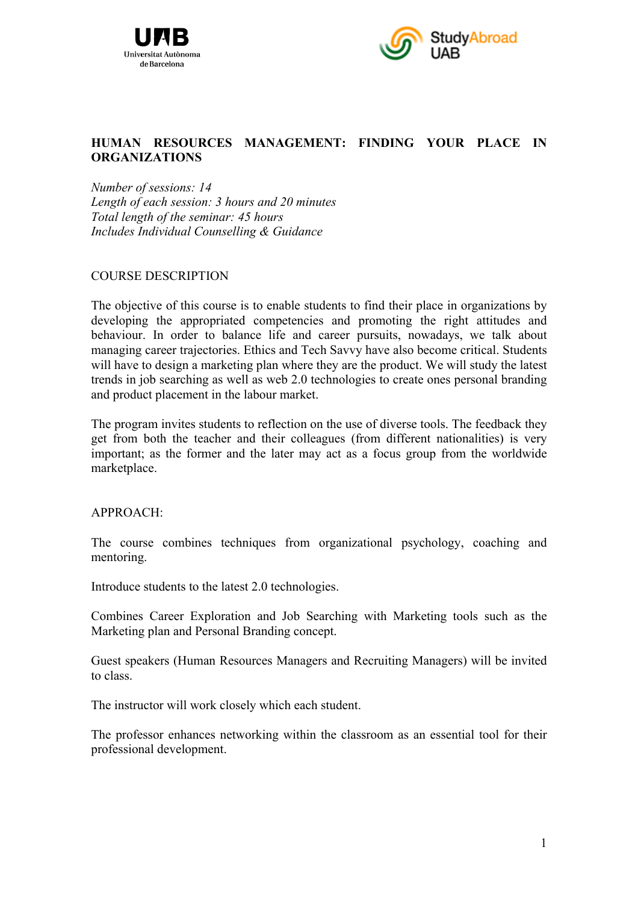# HUMAN RESOURCES MANAGEMENT: FINDING YOUR PLACE IN ORGANIZATIONS

*Number of sessions: 14*
*Length of each session: 3 hours and 20 minutes*
*Total length of the seminar: 45 hours*
*Includes Individual Counselling & Guidance*

## COURSE DESCRIPTION

The objective of this course is to enable students to find their place in organizations by developing the appropriated competencies and promoting the right attitudes and behaviour. In order to balance life and career pursuits, nowadays, we talk about managing career trajectories. Ethics and Tech Savvy have also become critical. Students will have to design a marketing plan where they are the product. We will study the latest trends in job searching as well as web 2.0 technologies to create ones personal branding and product placement in the labour market.

The program invites students to reflection on the use of diverse tools. The feedback they get from both the teacher and their colleagues (from different nationalities) is very important; as the former and the later may act as a focus group from the worldwide marketplace.

## APPROACH:

The course combines techniques from organizational psychology, coaching and mentoring.

Introduce students to the latest 2.0 technologies.

Combines Career Exploration and Job Searching with Marketing tools such as the Marketing plan and Personal Branding concept.

Guest speakers (Human Resources Managers and Recruiting Managers) will be invited to class.

The instructor will work closely which each student.

The professor enhances networking within the classroom as an essential tool for their professional development.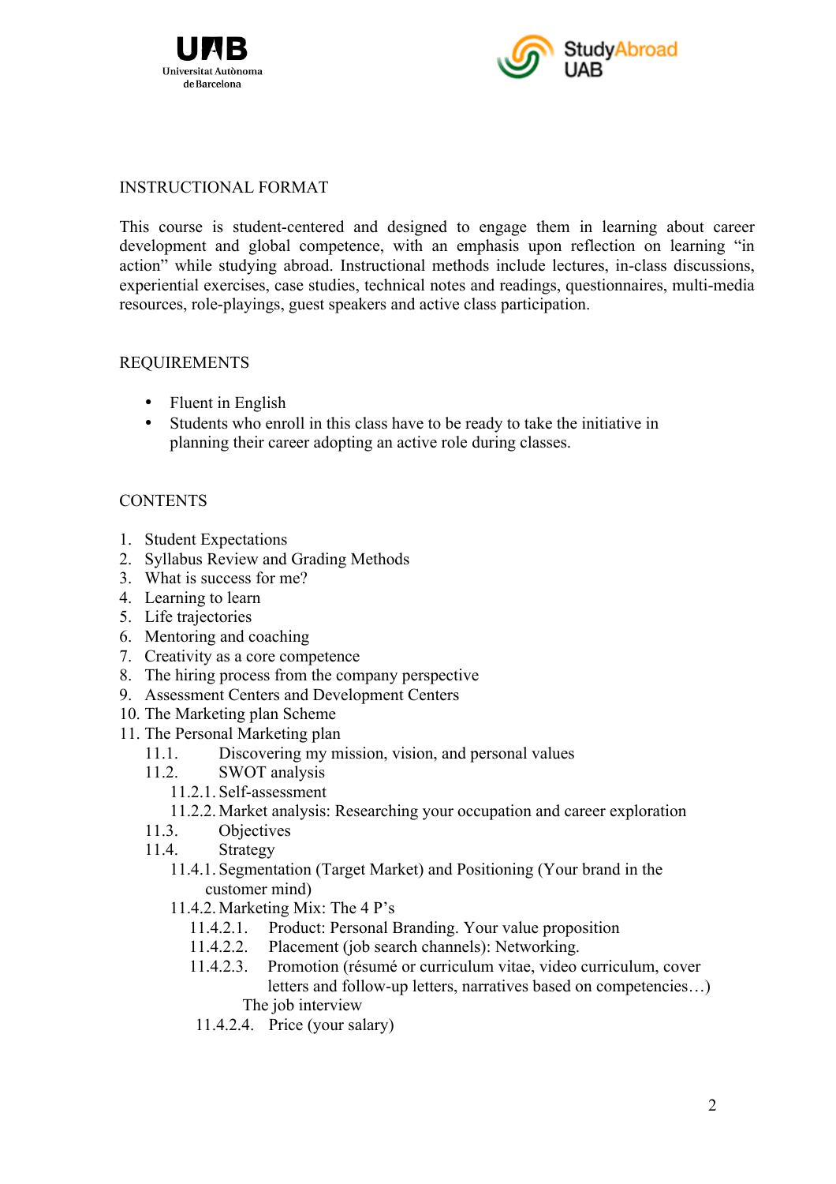## INSTRUCTIONAL FORMAT

This course is student-centered and designed to engage them in learning about career development and global competence, with an emphasis upon reflection on learning "in action" while studying abroad. Instructional methods include lectures, in-class discussions, experiential exercises, case studies, technical notes and readings, questionnaires, multi-media resources, role-playings, guest speakers and active class participation.

## REQUIREMENTS

- Fluent in English
- Students who enroll in this class have to be ready to take the initiative in planning their career adopting an active role during classes.

## CONTENTS

1. Student Expectations
2. Syllabus Review and Grading Methods
3. What is success for me?
4. Learning to learn
5. Life trajectories
6. Mentoring and coaching
7. Creativity as a core competence
8. The hiring process from the company perspective
9. Assessment Centers and Development Centers
10. The Marketing plan Scheme
11. The Personal Marketing plan
    - 11.1. Discovering my mission, vision, and personal values
    - 11.2. SWOT analysis
        - 11.2.1. Self-assessment
        - 11.2.2. Market analysis: Researching your occupation and career exploration
    - 11.3. Objectives
    - 11.4. Strategy
        - 11.4.1. Segmentation (Target Market) and Positioning (Your brand in the customer mind)
        - 11.4.2. Marketing Mix: The 4 P's
            - 11.4.2.1. Product: Personal Branding. Your value proposition
            - 11.4.2.2. Placement (job search channels): Networking.
            - 11.4.2.3. Promotion (résumé or curriculum vitae, video curriculum, cover letters and follow-up letters, narratives based on competencies…)
              The job interview
            - 11.4.2.4. Price (your salary)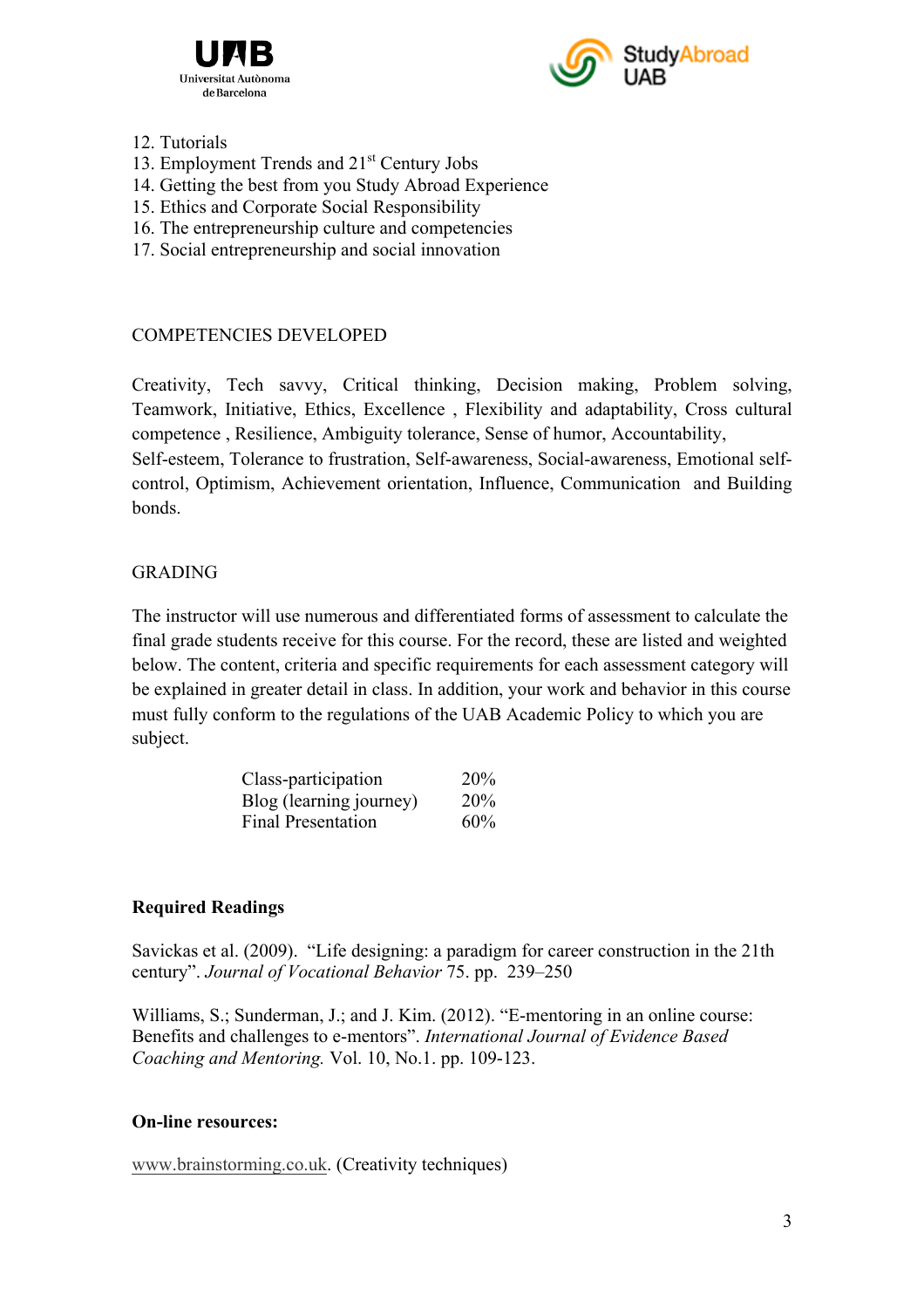12. Tutorials
13. Employment Trends and 21st Century Jobs
14. Getting the best from you Study Abroad Experience
15. Ethics and Corporate Social Responsibility
16. The entrepreneurship culture and competencies
17. Social entrepreneurship and social innovation

## COMPETENCIES DEVELOPED

Creativity, Tech savvy, Critical thinking, Decision making, Problem solving, Teamwork, Initiative, Ethics, Excellence , Flexibility and adaptability, Cross cultural competence , Resilience, Ambiguity tolerance, Sense of humor, Accountability, Self-esteem, Tolerance to frustration, Self-awareness, Social-awareness, Emotional self-control, Optimism, Achievement orientation, Influence, Communication and Building bonds.

## GRADING

The instructor will use numerous and differentiated forms of assessment to calculate the final grade students receive for this course. For the record, these are listed and weighted below. The content, criteria and specific requirements for each assessment category will be explained in greater detail in class. In addition, your work and behavior in this course must fully conform to the regulations of the UAB Academic Policy to which you are subject.

| Assessment | Weight |
|---|---|
| Class-participation | 20% |
| Blog (learning journey) | 20% |
| Final Presentation | 60% |

**Required Readings**

Savickas et al. (2009). “Life designing: a paradigm for career construction in the 21th century”. *Journal of Vocational Behavior* 75. pp. 239–250

Williams, S.; Sunderman, J.; and J. Kim. (2012). “E-mentoring in an online course: Benefits and challenges to e-mentors”. *International Journal of Evidence Based Coaching and Mentoring.* Vol. 10, No.1. pp. 109-123.

**On-line resources:**

www.brainstorming.co.uk. (Creativity techniques)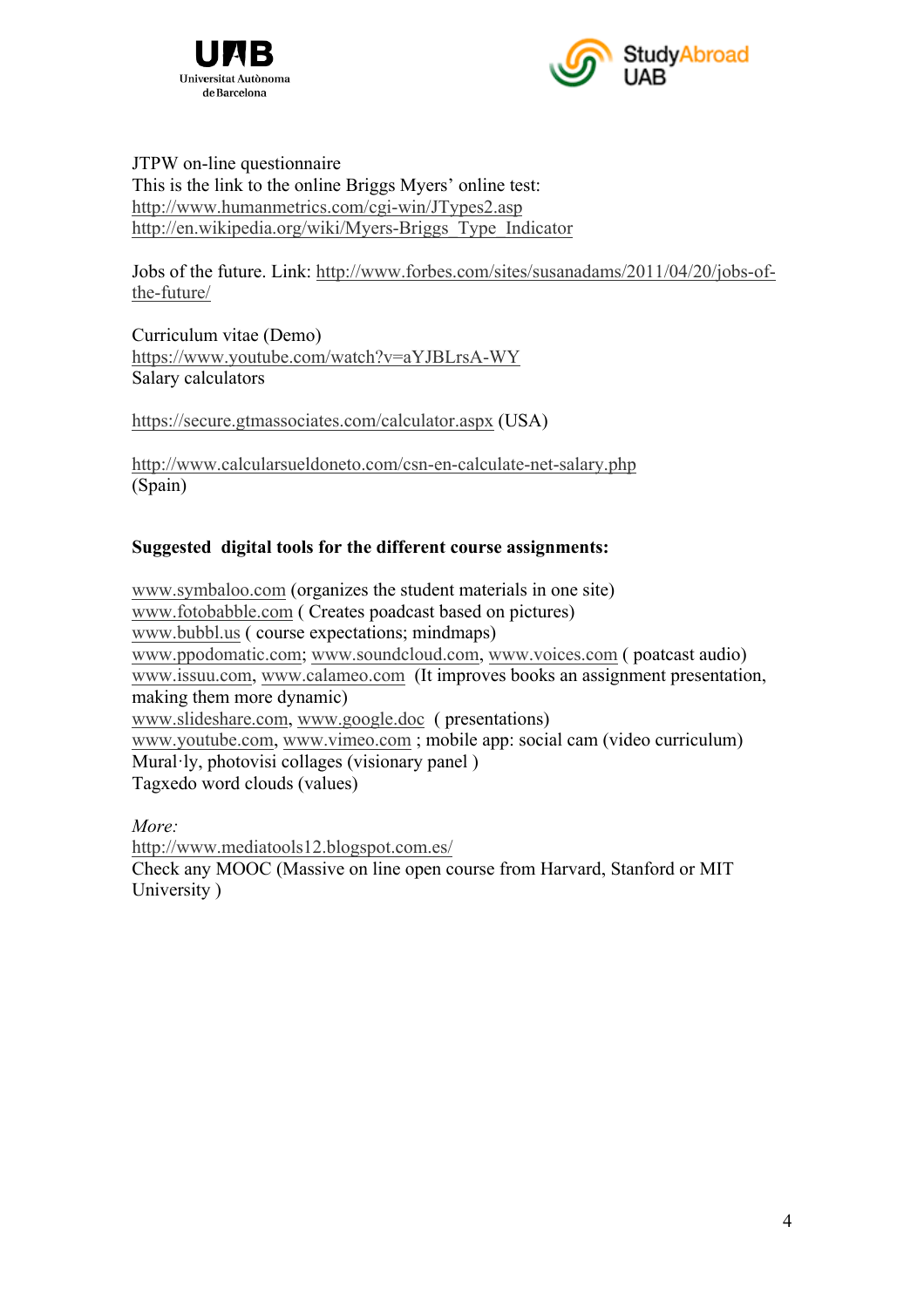JTPW on-line questionnaire
This is the link to the online Briggs Myers' online test:
http://www.humanmetrics.com/cgi-win/JTypes2.asp
http://en.wikipedia.org/wiki/Myers-Briggs_Type_Indicator

Jobs of the future. Link: http://www.forbes.com/sites/susanadams/2011/04/20/jobs-of-the-future/

Curriculum vitae (Demo)
https://www.youtube.com/watch?v=aYJBLrsA-WY
Salary calculators

https://secure.gtmassociates.com/calculator.aspx (USA)

http://www.calcularsueldoneto.com/csn-en-calculate-net-salary.php (Spain)

**Suggested digital tools for the different course assignments:**

www.symbaloo.com (organizes the student materials in one site)
www.fotobabble.com ( Creates poadcast based on pictures)
www.bubbl.us ( course expectations; mindmaps)
www.ppodomatic.com; www.soundcloud.com, www.voices.com ( poatcast audio)
www.issuu.com, www.calameo.com (It improves books an assignment presentation, making them more dynamic)
www.slideshare.com, www.google.doc ( presentations)
www.youtube.com, www.vimeo.com ; mobile app: social cam (video curriculum)
Mural·ly, photovisi collages (visionary panel )
Tagxedo word clouds (values)

*More:*
http://www.mediatools12.blogspot.com.es/
Check any MOOC (Massive on line open course from Harvard, Stanford or MIT University )